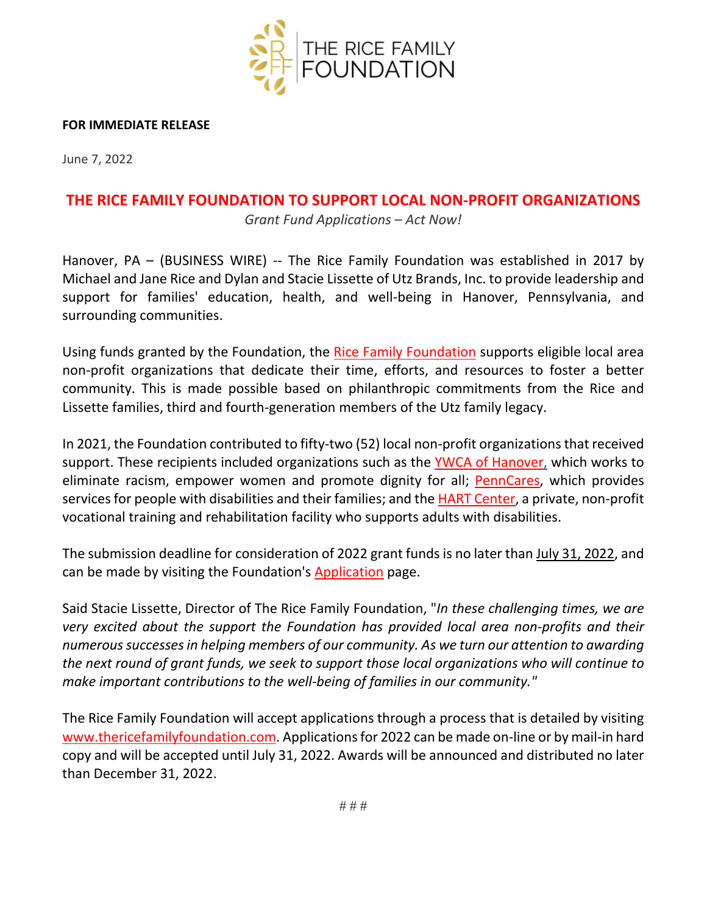THE RICE FAMILY FOUNDATION

**FOR IMMEDIATE RELEASE**

June 7, 2022

# THE RICE FAMILY FOUNDATION TO SUPPORT LOCAL NON-PROFIT ORGANIZATIONS

*Grant Fund Applications – Act Now!*

Hanover, PA – (BUSINESS WIRE) -- The Rice Family Foundation was established in 2017 by Michael and Jane Rice and Dylan and Stacie Lissette of Utz Brands, Inc. to provide leadership and support for families' education, health, and well-being in Hanover, Pennsylvania, and surrounding communities.

Using funds granted by the Foundation, the Rice Family Foundation supports eligible local area non-profit organizations that dedicate their time, efforts, and resources to foster a better community. This is made possible based on philanthropic commitments from the Rice and Lissette families, third and fourth-generation members of the Utz family legacy.

In 2021, the Foundation contributed to fifty-two (52) local non-profit organizations that received support. These recipients included organizations such as the YWCA of Hanover, which works to eliminate racism, empower women and promote dignity for all; PennCares, which provides services for people with disabilities and their families; and the HART Center, a private, non-profit vocational training and rehabilitation facility who supports adults with disabilities.

The submission deadline for consideration of 2022 grant funds is no later than July 31, 2022, and can be made by visiting the Foundation's Application page.

Said Stacie Lissette, Director of The Rice Family Foundation, "*In these challenging times, we are very excited about the support the Foundation has provided local area non-profits and their numerous successes in helping members of our community. As we turn our attention to awarding the next round of grant funds, we seek to support those local organizations who will continue to make important contributions to the well-being of families in our community.*"

The Rice Family Foundation will accept applications through a process that is detailed by visiting www.thericefamilyfoundation.com. Applications for 2022 can be made on-line or by mail-in hard copy and will be accepted until July 31, 2022. Awards will be announced and distributed no later than December 31, 2022.

# # #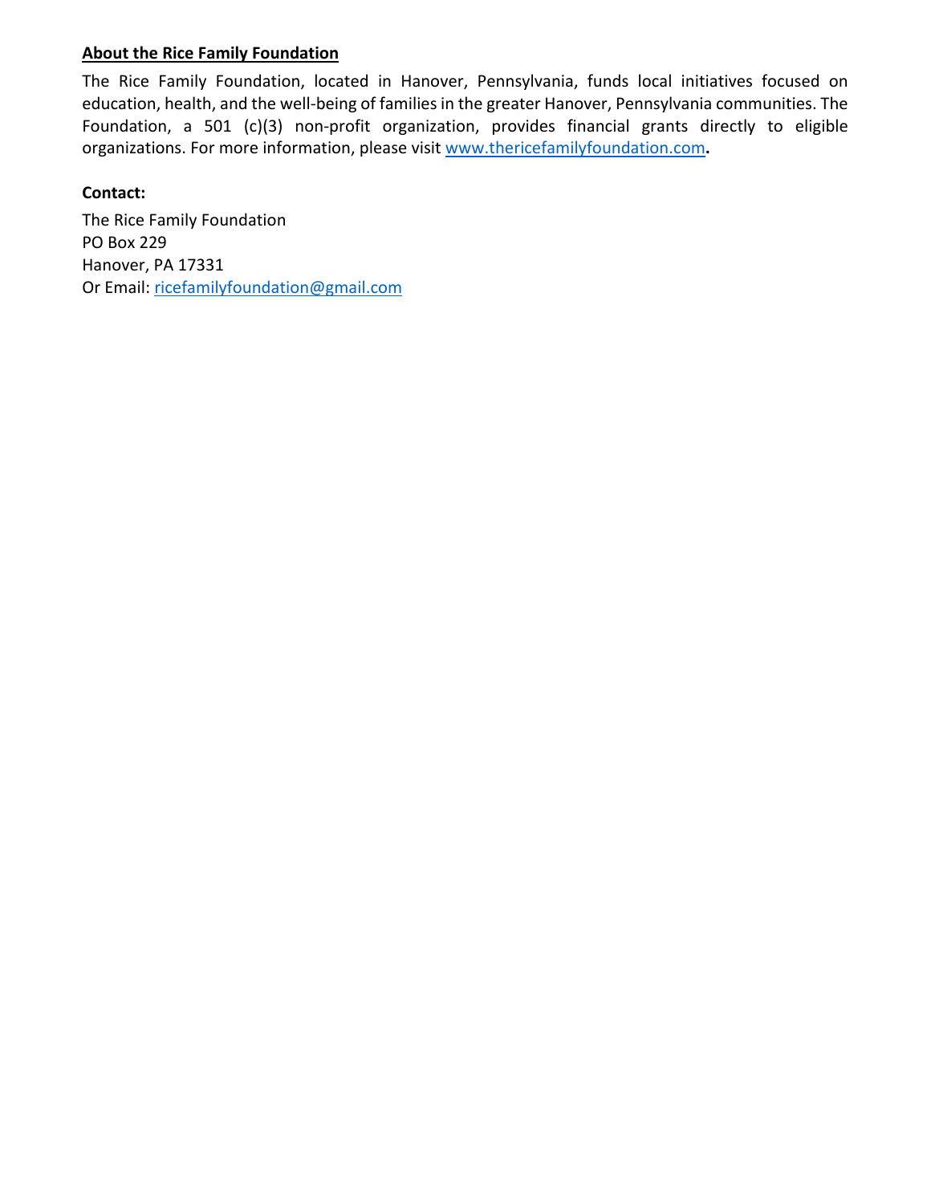**About the Rice Family Foundation**

The Rice Family Foundation, located in Hanover, Pennsylvania, funds local initiatives focused on education, health, and the well-being of families in the greater Hanover, Pennsylvania communities. The Foundation, a 501 (c)(3) non-profit organization, provides financial grants directly to eligible organizations. For more information, please visit www.thericefamilyfoundation.com**.**

**Contact:**

The Rice Family Foundation
PO Box 229
Hanover, PA 17331
Or Email: ricefamilyfoundation@gmail.com